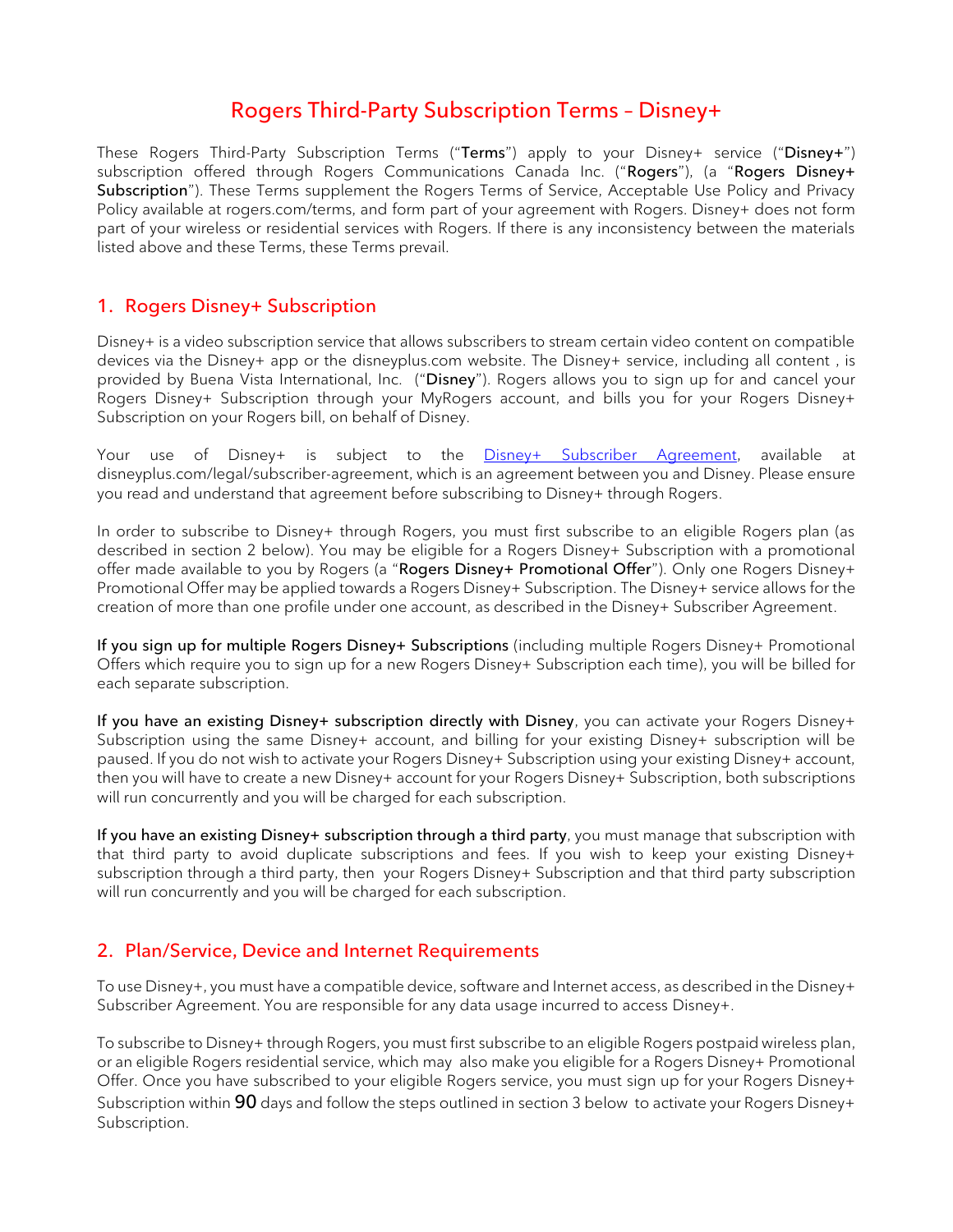# Rogers Third-Party Subscription Terms – Disney+

These Rogers Third-Party Subscription Terms ("**Terms**") apply to your Disney+ service ("**Disney+**") subscription offered through Rogers Communications Canada Inc. ("**Rogers**"), (a "**Rogers Disney+ Subscription**"). These Terms supplement the Rogers Terms of Service, Acceptable Use Policy and Privacy Policy available at rogers.com/terms, and form part of your agreement with Rogers. Disney+ does not form part of your wireless or residential services with Rogers. If there is any inconsistency between the materials listed above and these Terms, these Terms prevail.

## 1. Rogers Disney+ Subscription

Disney+ is a video subscription service that allows subscribers to stream certain video content on compatible devices via the Disney+ app or the disneyplus.com website. The Disney+ service, including all content , is provided by Buena Vista International, Inc. ("**Disney**"). Rogers allows you to sign up for and cancel your Rogers Disney+ Subscription through your MyRogers account, and bills you for your Rogers Disney+ Subscription on your Rogers bill, on behalf of Disney.

Your use of Disney+ is subject to the [Disney+ Subscriber Agreement](disneyplus.com/legal/subscriber-agreement), available at disneyplus.com/legal/subscriber-agreement, which is an agreement between you and Disney. Please ensure you read and understand that agreement before subscribing to Disney+ through Rogers.

In order to subscribe to Disney+ through Rogers, you must first subscribe to an eligible Rogers plan (as described in section 2 below). You may be eligible for a Rogers Disney+ Subscription with a promotional offer made available to you by Rogers (a "**Rogers Disney+ Promotional Offer**"). Only one Rogers Disney+ Promotional Offer may be applied towards a Rogers Disney+ Subscription. The Disney+ service allows for the creation of more than one profile under one account, as described in the Disney+ Subscriber Agreement.

**If you sign up for multiple Rogers Disney+ Subscriptions** (including multiple Rogers Disney+ Promotional Offers which require you to sign up for a new Rogers Disney+ Subscription each time), you will be billed for each separate subscription.

**If you have an existing Disney+ subscription directly with Disney**, you can activate your Rogers Disney+ Subscription using the same Disney+ account, and billing for your existing Disney+ subscription will be paused. If you do not wish to activate your Rogers Disney+ Subscription using your existing Disney+ account, then you will have to create a new Disney+ account for your Rogers Disney+ Subscription, both subscriptions will run concurrently and you will be charged for each subscription.

**If you have an existing Disney+ subscription through a third party**, you must manage that subscription with that third party to avoid duplicate subscriptions and fees. If you wish to keep your existing Disney+ subscription through a third party, then your Rogers Disney+ Subscription and that third party subscription will run concurrently and you will be charged for each subscription.

## 2. Plan/Service, Device and Internet Requirements

To use Disney+, you must have a compatible device, software and Internet access, as described in the Disney+ Subscriber Agreement. You are responsible for any data usage incurred to access Disney+.

To subscribe to Disney+ through Rogers, you must first subscribe to an eligible Rogers postpaid wireless plan, or an eligible Rogers residential service, which may also make you eligible for a Rogers Disney+ Promotional Offer. Once you have subscribed to your eligible Rogers service, you must sign up for your Rogers Disney+ Subscription within 90 days and follow the steps outlined in section 3 below to activate your Rogers Disney+ Subscription.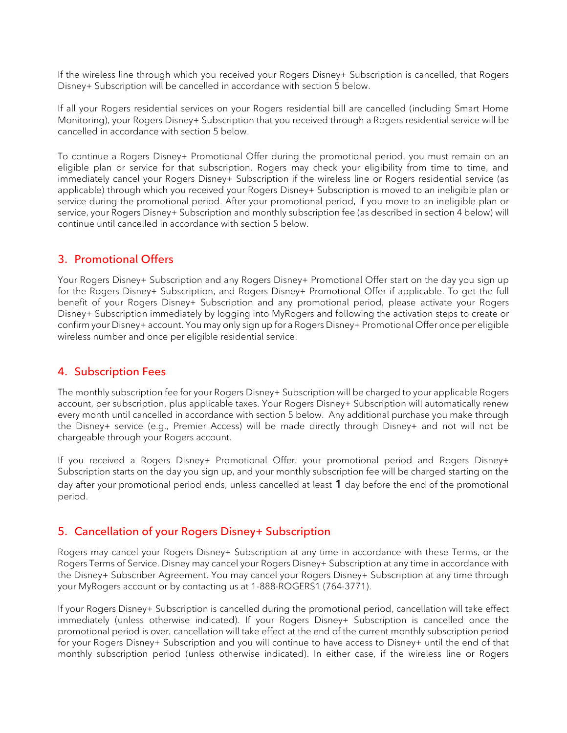If the wireless line through which you received your Rogers Disney+ Subscription is cancelled, that Rogers Disney+ Subscription will be cancelled in accordance with section 5 below.

If all your Rogers residential services on your Rogers residential bill are cancelled (including Smart Home Monitoring), your Rogers Disney+ Subscription that you received through a Rogers residential service will be cancelled in accordance with section 5 below.

To continue a Rogers Disney+ Promotional Offer during the promotional period, you must remain on an eligible plan or service for that subscription. Rogers may check your eligibility from time to time, and immediately cancel your Rogers Disney+ Subscription if the wireless line or Rogers residential service (as applicable) through which you received your Rogers Disney+ Subscription is moved to an ineligible plan or service during the promotional period. After your promotional period, if you move to an ineligible plan or service, your Rogers Disney+ Subscription and monthly subscription fee (as described in section 4 below) will continue until cancelled in accordance with section 5 below.

## 3. Promotional Offers

Your Rogers Disney+ Subscription and any Rogers Disney+ Promotional Offer start on the day you sign up for the Rogers Disney+ Subscription, and Rogers Disney+ Promotional Offer if applicable. To get the full benefit of your Rogers Disney+ Subscription and any promotional period, please activate your Rogers Disney+ Subscription immediately by logging into MyRogers and following the activation steps to create or confirm your Disney+ account. You may only sign up for a Rogers Disney+ Promotional Offer once per eligible wireless number and once per eligible residential service.

## 4. Subscription Fees

The monthly subscription fee for your Rogers Disney+ Subscription will be charged to your applicable Rogers account, per subscription, plus applicable taxes. Your Rogers Disney+ Subscription will automatically renew every month until cancelled in accordance with section 5 below. Any additional purchase you make through the Disney+ service (e.g., Premier Access) will be made directly through Disney+ and not will not be chargeable through your Rogers account.

If you received a Rogers Disney+ Promotional Offer, your promotional period and Rogers Disney+ Subscription starts on the day you sign up, and your monthly subscription fee will be charged starting on the day after your promotional period ends, unless cancelled at least 1 day before the end of the promotional period.

## 5. Cancellation of your Rogers Disney+ Subscription

Rogers may cancel your Rogers Disney+ Subscription at any time in accordance with these Terms, or the Rogers Terms of Service. Disney may cancel your Rogers Disney+ Subscription at any time in accordance with the Disney+ Subscriber Agreement. You may cancel your Rogers Disney+ Subscription at any time through your MyRogers account or by contacting us at 1-888-ROGERS1 (764-3771).

If your Rogers Disney+ Subscription is cancelled during the promotional period, cancellation will take effect immediately (unless otherwise indicated). If your Rogers Disney+ Subscription is cancelled once the promotional period is over, cancellation will take effect at the end of the current monthly subscription period for your Rogers Disney+ Subscription and you will continue to have access to Disney+ until the end of that monthly subscription period (unless otherwise indicated). In either case, if the wireless line or Rogers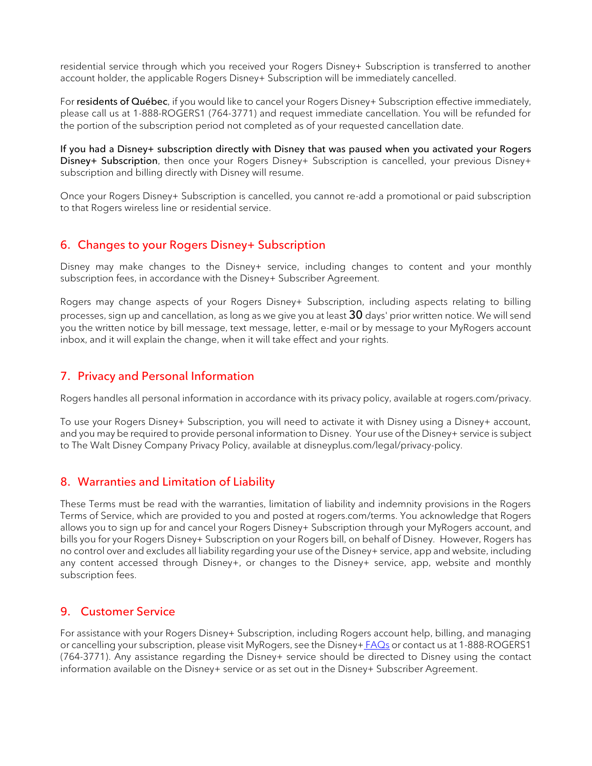residential service through which you received your Rogers Disney+ Subscription is transferred to another account holder, the applicable Rogers Disney+ Subscription will be immediately cancelled.

For **residents of Québec**, if you would like to cancel your Rogers Disney+ Subscription effective immediately, please call us at 1-888-ROGERS1 (764-3771) and request immediate cancellation. You will be refunded for the portion of the subscription period not completed as of your requested cancellation date.

**If you had a Disney+ subscription directly with Disney that was paused when you activated your Rogers Disney+ Subscription**, then once your Rogers Disney+ Subscription is cancelled, your previous Disney+ subscription and billing directly with Disney will resume.

Once your Rogers Disney+ Subscription is cancelled, you cannot re-add a promotional or paid subscription to that Rogers wireless line or residential service.

## 6. Changes to your Rogers Disney+ Subscription

Disney may make changes to the Disney+ service, including changes to content and your monthly subscription fees, in accordance with the Disney+ Subscriber Agreement.

Rogers may change aspects of your Rogers Disney+ Subscription, including aspects relating to billing processes, sign up and cancellation, as long as we give you at least 30 days' prior written notice. We will send you the written notice by bill message, text message, letter, e-mail or by message to your MyRogers account inbox, and it will explain the change, when it will take effect and your rights.

## 7. Privacy and Personal Information

Rogers handles all personal information in accordance with its privacy policy, available at rogers.com/privacy.

To use your Rogers Disney+ Subscription, you will need to activate it with Disney using a Disney+ account, and you may be required to provide personal information to Disney. Your use of the Disney+ service is subject to The Walt Disney Company Privacy Policy, available at disneyplus.com/legal/privacy-policy.

## 8. Warranties and Limitation of Liability

These Terms must be read with the warranties, limitation of liability and indemnity provisions in the Rogers Terms of Service, which are provided to you and posted at rogers.com/terms. You acknowledge that Rogers allows you to sign up for and cancel your Rogers Disney+ Subscription through your MyRogers account, and bills you for your Rogers Disney+ Subscription on your Rogers bill, on behalf of Disney. However, Rogers has no control over and excludes all liability regarding your use of the Disney+ service, app and website, including any content accessed through Disney+, or changes to the Disney+ service, app, website and monthly subscription fees.

## 9. Customer Service

For assistance with your Rogers Disney+ Subscription, including Rogers account help, billing, and managing or cancelling your subscription, please visit MyRogers, see the Disney+ FAQs or contact us at 1-888-ROGERS1 (764-3771). Any assistance regarding the Disney+ service should be directed to Disney using the contact information available on the Disney+ service or as set out in the Disney+ Subscriber Agreement.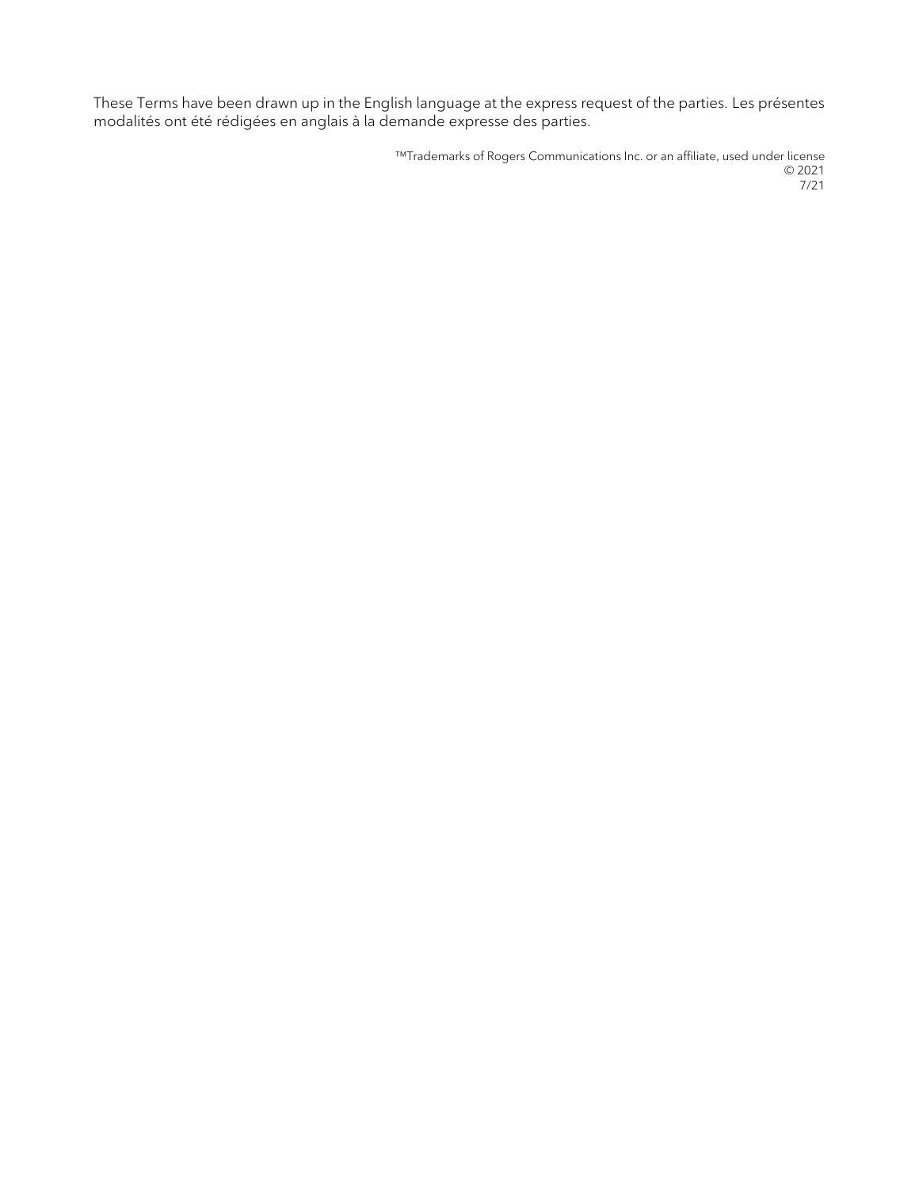These Terms have been drawn up in the English language at the express request of the parties. Les présentes modalités ont été rédigées en anglais à la demande expresse des parties.

™Trademarks of Rogers Communications Inc. or an affiliate, used under license
© 2021
7/21